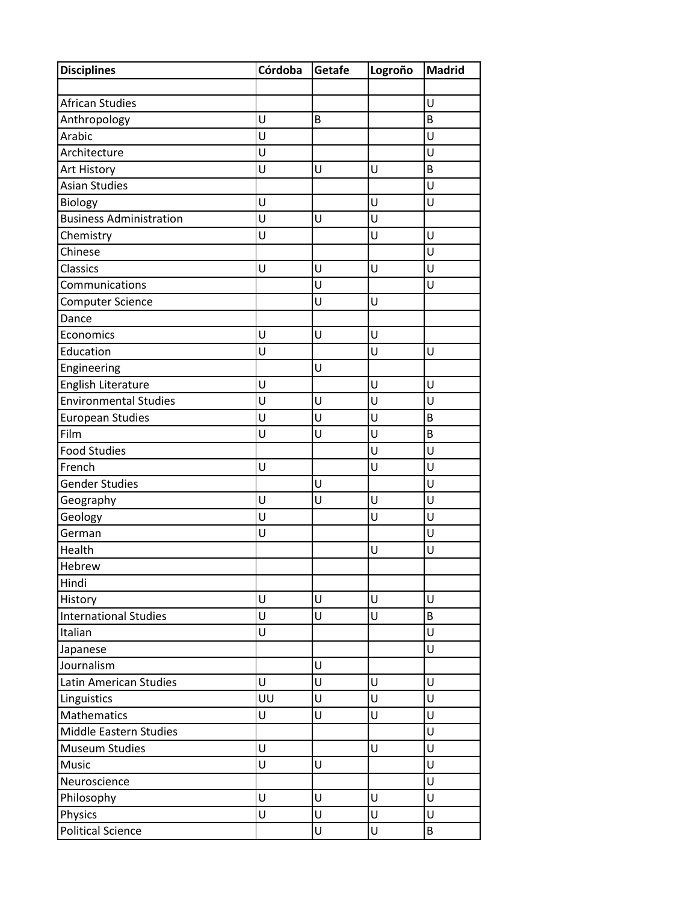| Disciplines | Córdoba | Getafe | Logroño | Madrid |
|---|---|---|---|---|
| | | | | |
| African Studies | | | | U |
| Anthropology | U | B | | B |
| Arabic | U | | | U |
| Architecture | U | | | U |
| Art History | U | U | U | B |
| Asian Studies | | | | U |
| Biology | U | | U | U |
| Business Administration | U | U | U | |
| Chemistry | U | | U | U |
| Chinese | | | | U |
| Classics | U | U | U | U |
| Communications | | U | | U |
| Computer Science | | U | U | |
| Dance | | | | |
| Economics | U | U | U | |
| Education | U | | U | U |
| Engineering | | U | | |
| English Literature | U | | U | U |
| Environmental Studies | U | U | U | U |
| European Studies | U | U | U | B |
| Film | U | U | U | B |
| Food Studies | | | U | U |
| French | U | | U | U |
| Gender Studies | | U | | U |
| Geography | U | U | U | U |
| Geology | U | | U | U |
| German | U | | | U |
| Health | | | U | U |
| Hebrew | | | | |
| Hindi | | | | |
| History | U | U | U | U |
| International Studies | U | U | U | B |
| Italian | U | | | U |
| Japanese | | | | U |
| Journalism | | U | | |
| Latin American Studies | U | U | U | U |
| Linguistics | UU | U | U | U |
| Mathematics | U | U | U | U |
| Middle Eastern Studies | | | | U |
| Museum Studies | U | | U | U |
| Music | U | U | | U |
| Neuroscience | | | | U |
| Philosophy | U | U | U | U |
| Physics | U | U | U | U |
| Political Science | | U | U | B |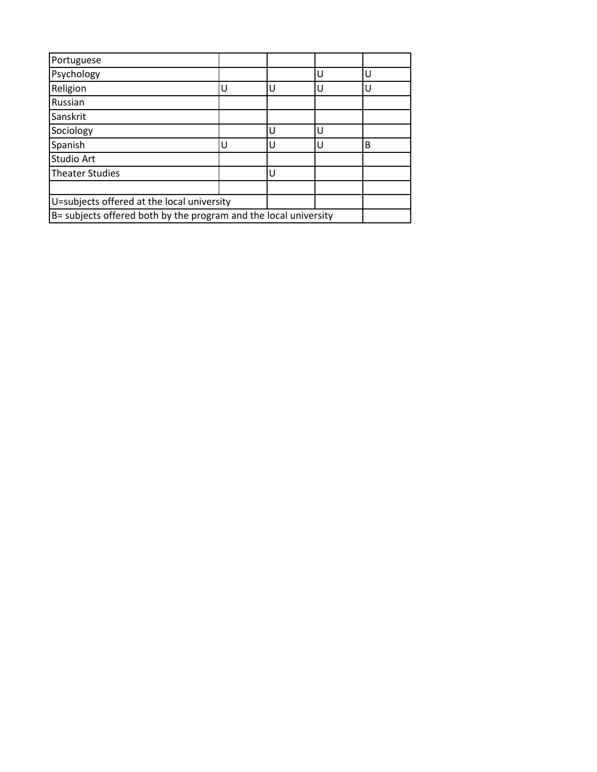| | | | | |
|---|---|---|---|---|
| Portuguese | | | | |
| Psychology | | | U | U |
| Religion | U | U | U | U |
| Russian | | | | |
| Sanskrit | | | | |
| Sociology | | U | U | |
| Spanish | U | U | U | B |
| Studio Art | | | | |
| Theater Studies | | U | | |
| | | | | |
| U=subjects offered at the local university | | | | |
| B= subjects offered both by the program and the local university | | | | |